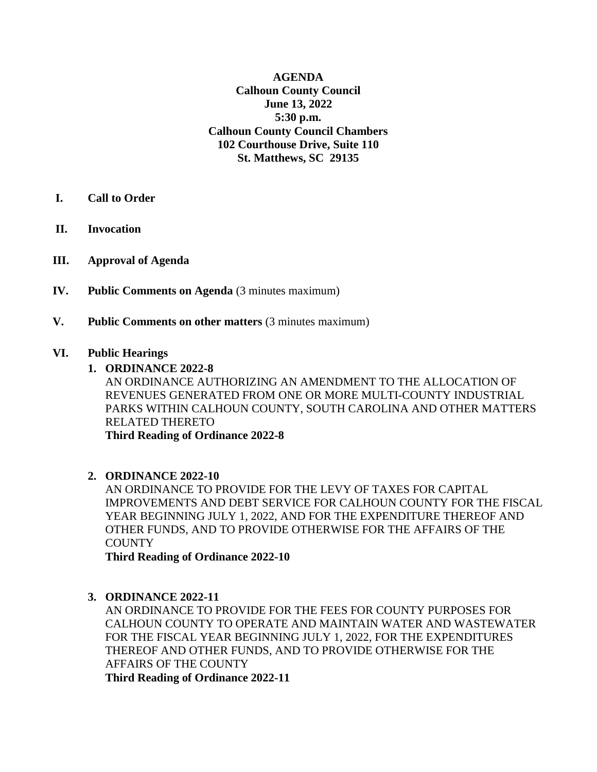**AGENDA**
**Calhoun County Council**
**June 13, 2022**
**5:30 p.m.**
**Calhoun County Council Chambers**
**102 Courthouse Drive, Suite 110**
**St. Matthews, SC 29135**

**I. Call to Order**

**II. Invocation**

**III. Approval of Agenda**

**IV. Public Comments on Agenda** (3 minutes maximum)

**V. Public Comments on other matters** (3 minutes maximum)

**VI. Public Hearings**

1. **ORDINANCE 2022-8**
   AN ORDINANCE AUTHORIZING AN AMENDMENT TO THE ALLOCATION OF REVENUES GENERATED FROM ONE OR MORE MULTI-COUNTY INDUSTRIAL PARKS WITHIN CALHOUN COUNTY, SOUTH CAROLINA AND OTHER MATTERS RELATED THERETO
   **Third Reading of Ordinance 2022-8**

2. **ORDINANCE 2022-10**
   AN ORDINANCE TO PROVIDE FOR THE LEVY OF TAXES FOR CAPITAL IMPROVEMENTS AND DEBT SERVICE FOR CALHOUN COUNTY FOR THE FISCAL YEAR BEGINNING JULY 1, 2022, AND FOR THE EXPENDITURE THEREOF AND OTHER FUNDS, AND TO PROVIDE OTHERWISE FOR THE AFFAIRS OF THE COUNTY
   **Third Reading of Ordinance 2022-10**

3. **ORDINANCE 2022-11**
   AN ORDINANCE TO PROVIDE FOR THE FEES FOR COUNTY PURPOSES FOR CALHOUN COUNTY TO OPERATE AND MAINTAIN WATER AND WASTEWATER FOR THE FISCAL YEAR BEGINNING JULY 1, 2022, FOR THE EXPENDITURES THEREOF AND OTHER FUNDS, AND TO PROVIDE OTHERWISE FOR THE AFFAIRS OF THE COUNTY
   **Third Reading of Ordinance 2022-11**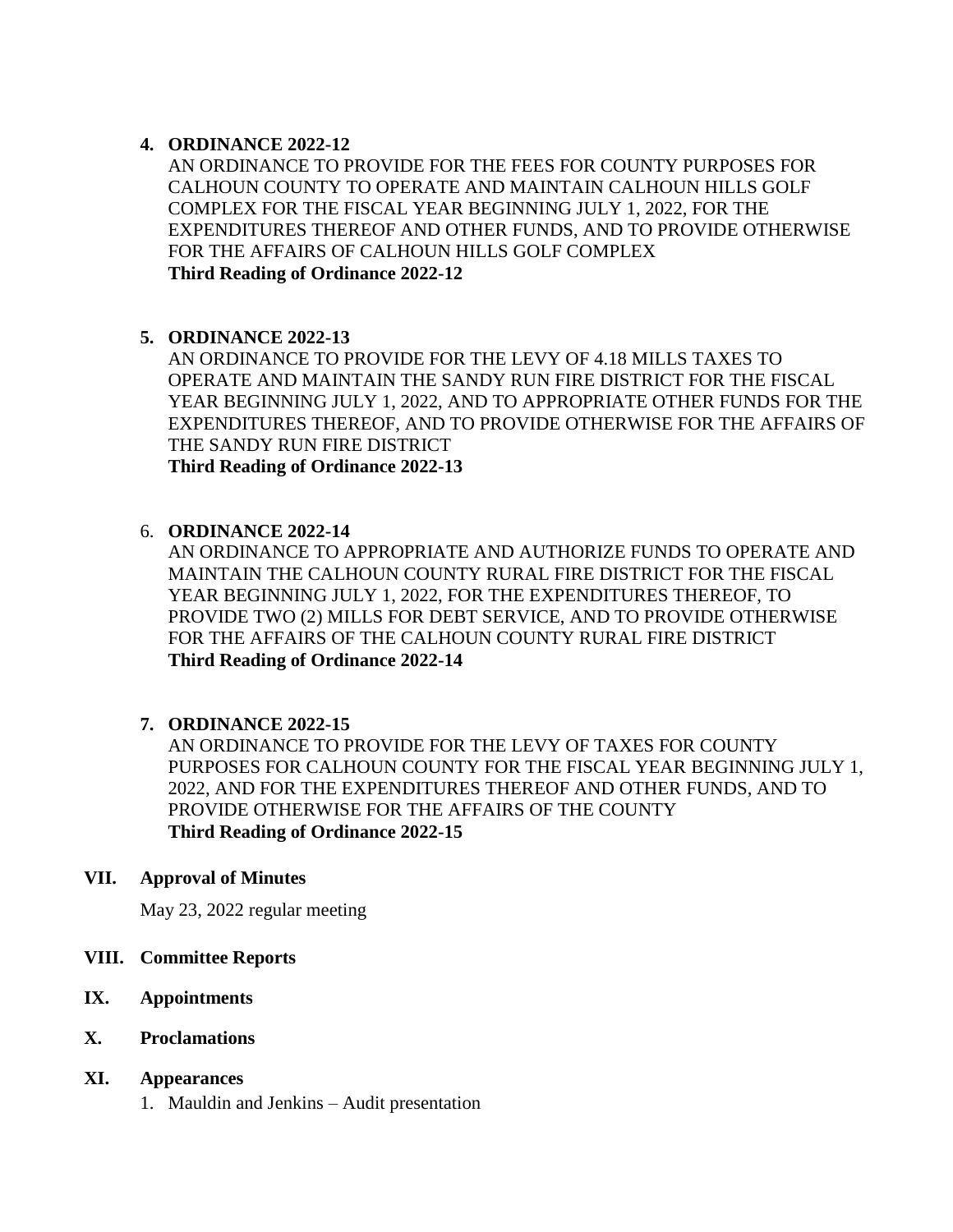4. **ORDINANCE 2022-12**
   AN ORDINANCE TO PROVIDE FOR THE FEES FOR COUNTY PURPOSES FOR CALHOUN COUNTY TO OPERATE AND MAINTAIN CALHOUN HILLS GOLF COMPLEX FOR THE FISCAL YEAR BEGINNING JULY 1, 2022, FOR THE EXPENDITURES THEREOF AND OTHER FUNDS, AND TO PROVIDE OTHERWISE FOR THE AFFAIRS OF CALHOUN HILLS GOLF COMPLEX
   **Third Reading of Ordinance 2022-12**

5. **ORDINANCE 2022-13**
   AN ORDINANCE TO PROVIDE FOR THE LEVY OF 4.18 MILLS TAXES TO OPERATE AND MAINTAIN THE SANDY RUN FIRE DISTRICT FOR THE FISCAL YEAR BEGINNING JULY 1, 2022, AND TO APPROPRIATE OTHER FUNDS FOR THE EXPENDITURES THEREOF, AND TO PROVIDE OTHERWISE FOR THE AFFAIRS OF THE SANDY RUN FIRE DISTRICT
   **Third Reading of Ordinance 2022-13**

6. **ORDINANCE 2022-14**
   AN ORDINANCE TO APPROPRIATE AND AUTHORIZE FUNDS TO OPERATE AND MAINTAIN THE CALHOUN COUNTY RURAL FIRE DISTRICT FOR THE FISCAL YEAR BEGINNING JULY 1, 2022, FOR THE EXPENDITURES THEREOF, TO PROVIDE TWO (2) MILLS FOR DEBT SERVICE, AND TO PROVIDE OTHERWISE FOR THE AFFAIRS OF THE CALHOUN COUNTY RURAL FIRE DISTRICT
   **Third Reading of Ordinance 2022-14**

7. **ORDINANCE 2022-15**
   AN ORDINANCE TO PROVIDE FOR THE LEVY OF TAXES FOR COUNTY PURPOSES FOR CALHOUN COUNTY FOR THE FISCAL YEAR BEGINNING JULY 1, 2022, AND FOR THE EXPENDITURES THEREOF AND OTHER FUNDS, AND TO PROVIDE OTHERWISE FOR THE AFFAIRS OF THE COUNTY
   **Third Reading of Ordinance 2022-15**

**VII. Approval of Minutes**

May 23, 2022 regular meeting

**VIII. Committee Reports**

**IX. Appointments**

**X. Proclamations**

**XI. Appearances**

1. Mauldin and Jenkins – Audit presentation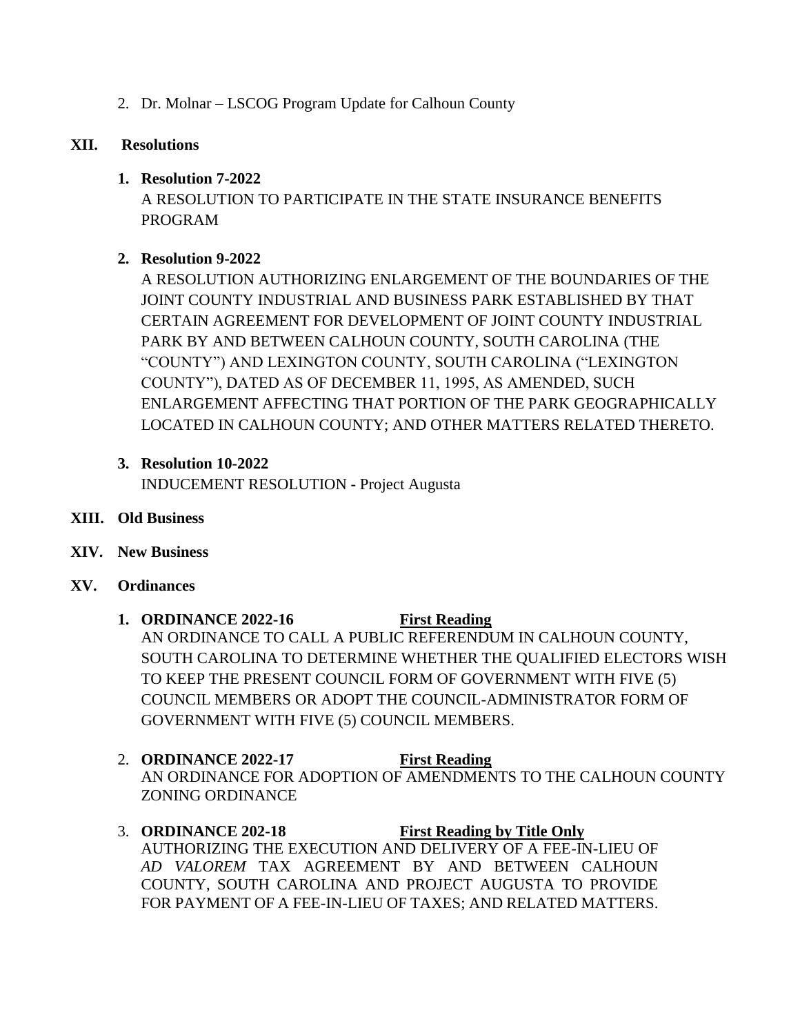2. Dr. Molnar – LSCOG Program Update for Calhoun County

## XII. Resolutions

1. **Resolution 7-2022**
   A RESOLUTION TO PARTICIPATE IN THE STATE INSURANCE BENEFITS PROGRAM

2. **Resolution 9-2022**
   A RESOLUTION AUTHORIZING ENLARGEMENT OF THE BOUNDARIES OF THE JOINT COUNTY INDUSTRIAL AND BUSINESS PARK ESTABLISHED BY THAT CERTAIN AGREEMENT FOR DEVELOPMENT OF JOINT COUNTY INDUSTRIAL PARK BY AND BETWEEN CALHOUN COUNTY, SOUTH CAROLINA (THE "COUNTY") AND LEXINGTON COUNTY, SOUTH CAROLINA ("LEXINGTON COUNTY"), DATED AS OF DECEMBER 11, 1995, AS AMENDED, SUCH ENLARGEMENT AFFECTING THAT PORTION OF THE PARK GEOGRAPHICALLY LOCATED IN CALHOUN COUNTY; AND OTHER MATTERS RELATED THERETO.

3. **Resolution 10-2022**
   INDUCEMENT RESOLUTION - Project Augusta

## XIII. Old Business

## XIV. New Business

## XV. Ordinances

1. **ORDINANCE 2022-16** **First Reading**
   AN ORDINANCE TO CALL A PUBLIC REFERENDUM IN CALHOUN COUNTY, SOUTH CAROLINA TO DETERMINE WHETHER THE QUALIFIED ELECTORS WISH TO KEEP THE PRESENT COUNCIL FORM OF GOVERNMENT WITH FIVE (5) COUNCIL MEMBERS OR ADOPT THE COUNCIL-ADMINISTRATOR FORM OF GOVERNMENT WITH FIVE (5) COUNCIL MEMBERS.

2. **ORDINANCE 2022-17** **First Reading**
   AN ORDINANCE FOR ADOPTION OF AMENDMENTS TO THE CALHOUN COUNTY ZONING ORDINANCE

3. **ORDINANCE 202-18** **First Reading by Title Only**
   AUTHORIZING THE EXECUTION AND DELIVERY OF A FEE-IN-LIEU OF *AD VALOREM* TAX AGREEMENT BY AND BETWEEN CALHOUN COUNTY, SOUTH CAROLINA AND PROJECT AUGUSTA TO PROVIDE FOR PAYMENT OF A FEE-IN-LIEU OF TAXES; AND RELATED MATTERS.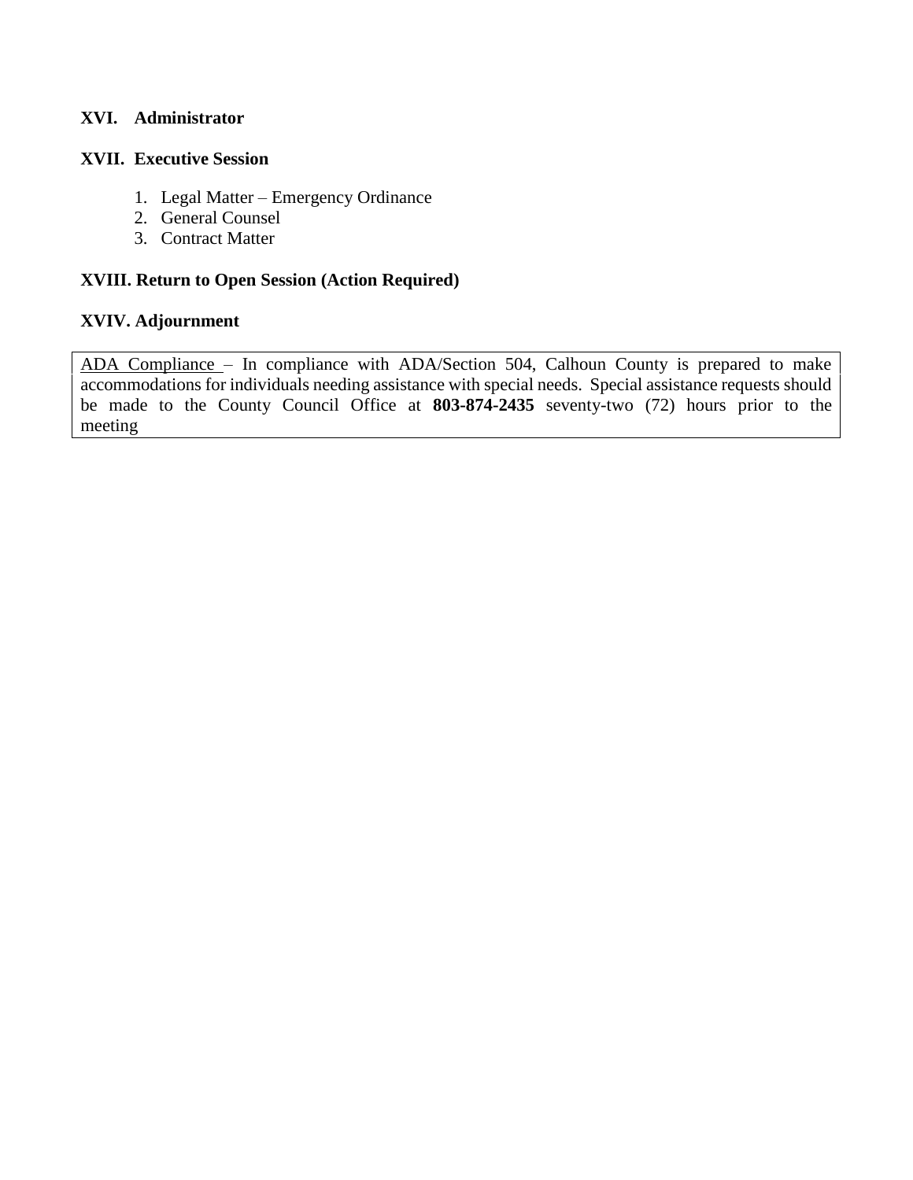**XVI. Administrator**

**XVII. Executive Session**

1. Legal Matter – Emergency Ordinance
2. General Counsel
3. Contract Matter

**XVIII. Return to Open Session (Action Required)**

**XVIV. Adjournment**

ADA Compliance – In compliance with ADA/Section 504, Calhoun County is prepared to make accommodations for individuals needing assistance with special needs. Special assistance requests should be made to the County Council Office at **803-874-2435** seventy-two (72) hours prior to the meeting